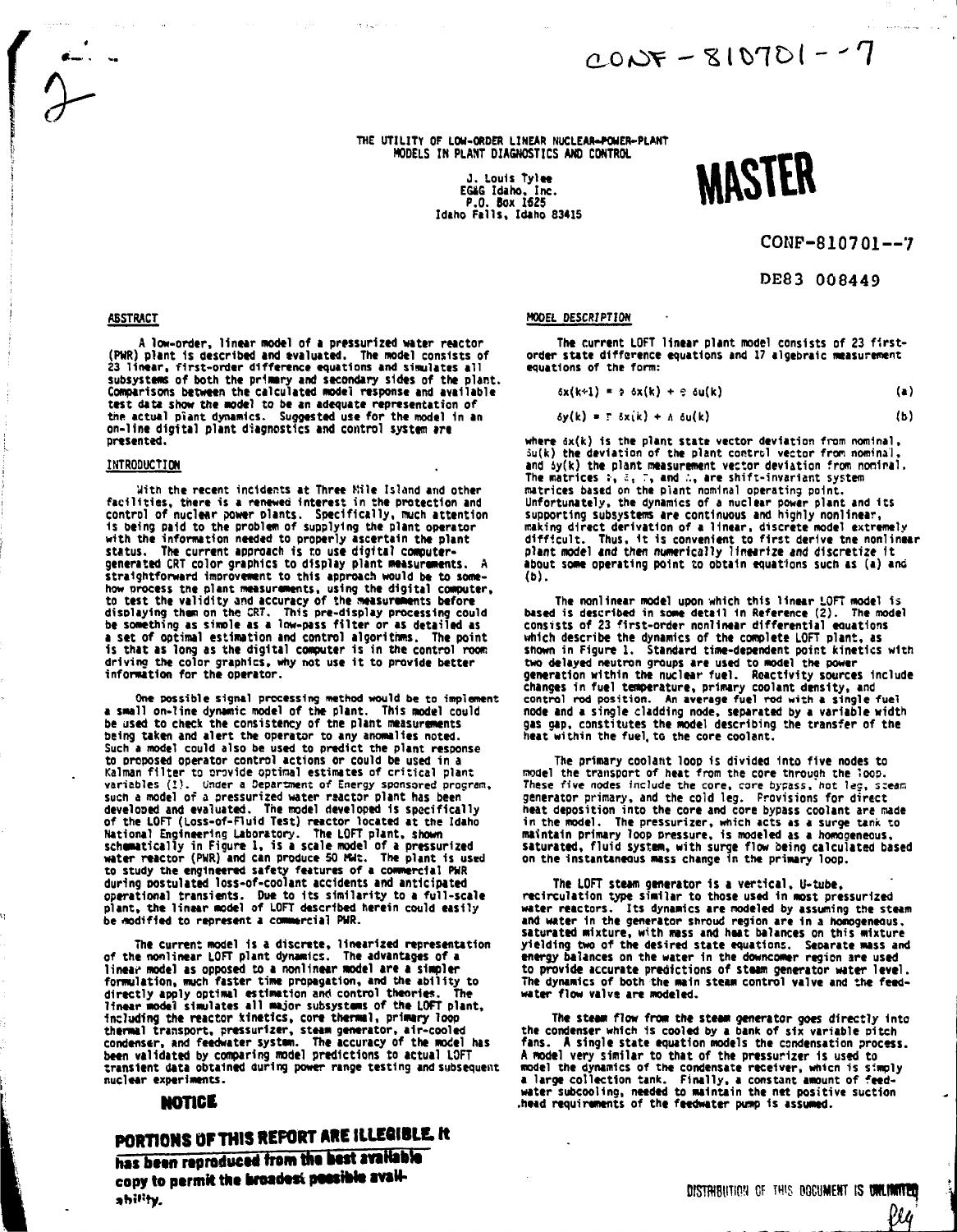CONF-810701--7

# THE UTILITY OF LOW-ORDER LINEAR NUCLEAR-POWER-PLANT MODELS IN PLANT DIAGNOSTICS AND CONTROL

J. Louis Tylee
EG&G Idaho, Inc.
P.O. Box 1625
Idaho Falls, Idaho 83415

MASTER

CONF-810701--7

DE83 008449

## ABSTRACT

A low-order, linear model of a pressurized water reactor (PWR) plant is described and evaluated. The model consists of 23 linear, first-order difference equations and simulates all subsystems of both the primary and secondary sides of the plant. Comparisons between the calculated model response and available test data show the model to be an adequate representation of the actual plant dynamics. Suggested use for the model in an on-line digital plant diagnostics and control system are presented.

## INTRODUCTION

With the recent incidents at Three Mile Island and other facilities, there is a renewed interest in the protection and control of nuclear power plants. Specifically, much attention is being paid to the problem of supplying the plant operator with the information needed to properly ascertain the plant status. The current approach is to use digital computer-generated CRT color graphics to display plant measurements. A straightforward improvement to this approach would be to somehow process the plant measurements, using the digital computer, to test the validity and accuracy of the measurements before displaying them on the CRT. This pre-display processing could be something as simple as a low-pass filter or as detailed as a set of optimal estimation and control algorithms. The point is that as long as the digital computer is in the control room driving the color graphics, why not use it to provide better information for the operator.

One possible signal processing method would be to implement a small on-line dynamic model of the plant. This model could be used to check the consistency of the plant measurements being taken and alert the operator to any anomalies noted. Such a model could also be used to predict the plant response to proposed operator control actions or could be used in a Kalman filter to provide optimal estimates of critical plant variables (1). Under a Department of Energy sponsored program, such a model of a pressurized water reactor plant has been developed and evaluated. The model developed is specifically of the LOFT (Loss-of-Fluid Test) reactor located at the Idaho National Engineering Laboratory. The LOFT plant, shown schematically in Figure 1, is a scale model of a pressurized water reactor (PWR) and can produce 50 MWt. The plant is used to study the engineered safety features of a commercial PWR during postulated loss-of-coolant accidents and anticipated operational transients. Due to its similarity to a full-scale plant, the linear model of LOFT described herein could easily be modified to represent a commercial PWR.

The current model is a discrete, linearized representation of the nonlinear LOFT plant dynamics. The advantages of a linear model as opposed to a nonlinear model are a simpler formulation, much faster time propagation, and the ability to directly apply optimal estimation and control theories. The linear model simulates all major subsystems of the LOFT plant, including the reactor kinetics, core thermal, primary loop thermal transport, pressurizer, steam generator, air-cooled condenser, and feedwater system. The accuracy of the model has been validated by comparing model predictions to actual LOFT transient data obtained during power range testing and subsequent nuclear experiments.

**NOTICE**

**PORTIONS OF THIS REPORT ARE ILLEGIBLE. It has been reproduced from the best available copy to permit the broadest possible availability.**

## MODEL DESCRIPTION

The current LOFT linear plant model consists of 23 first-order state difference equations and 17 algebraic measurement equations of the form:

$$\delta x(k+1) = \Phi\,\delta x(k) + \Theta\,\delta u(k) \qquad \text{(a)}$$

$$\delta y(k) = \Gamma\,\delta x(k) + \Lambda\,\delta u(k) \qquad \text{(b)}$$

where $\delta x(k)$ is the plant state vector deviation from nominal, $\delta u(k)$ the deviation of the plant control vector from nominal, and $\delta y(k)$ the plant measurement vector deviation from nominal. The matrices $\Phi$, $\Theta$, $\Gamma$, and $\Lambda$, are shift-invariant system matrices based on the plant nominal operating point. Unfortunately, the dynamics of a nuclear power plant and its supporting subsystems are continuous and highly nonlinear, making direct derivation of a linear, discrete model extremely difficult. Thus, it is convenient to first derive the nonlinear plant model and then numerically linearize and discretize it about some operating point to obtain equations such as (a) and (b).

The nonlinear model upon which this linear LOFT model is based is described in some detail in Reference (2). The model consists of 23 first-order nonlinear differential equations which describe the dynamics of the complete LOFT plant, as shown in Figure 1. Standard time-dependent point kinetics with two delayed neutron groups are used to model the power generation within the nuclear fuel. Reactivity sources include changes in fuel temperature, primary coolant density, and control rod position. An average fuel rod with a single fuel node and a single cladding node, separated by a variable width gas gap, constitutes the model describing the transfer of the heat within the fuel to the core coolant.

The primary coolant loop is divided into five nodes to model the transport of heat from the core through the loop. These five nodes include the core, core bypass, hot leg, steam generator primary, and the cold leg. Provisions for direct heat deposition into the core and core bypass coolant are made in the model. The pressurizer, which acts as a surge tank to maintain primary loop pressure, is modeled as a homogeneous, saturated, fluid system, with surge flow being calculated based on the instantaneous mass change in the primary loop.

The LOFT steam generator is a vertical, U-tube, recirculation type similar to those used in most pressurized water reactors. Its dynamics are modeled by assuming the steam and water in the generator shroud region are in a homogeneous, saturated mixture, with mass and heat balances on this mixture yielding two of the desired state equations. Separate mass and energy balances on the water in the downcomer region are used to provide accurate predictions of steam generator water level. The dynamics of both the main steam control valve and the feedwater flow valve are modeled.

The steam flow from the steam generator goes directly into the condenser which is cooled by a bank of six variable pitch fans. A single state equation models the condensation process. A model very similar to that of the pressurizer is used to model the dynamics of the condensate receiver, which is simply a large collection tank. Finally, a constant amount of feedwater subcooling, needed to maintain the net positive suction head requirements of the feedwater pump is assumed.

DISTRIBUTION OF THIS DOCUMENT IS UNLIMITED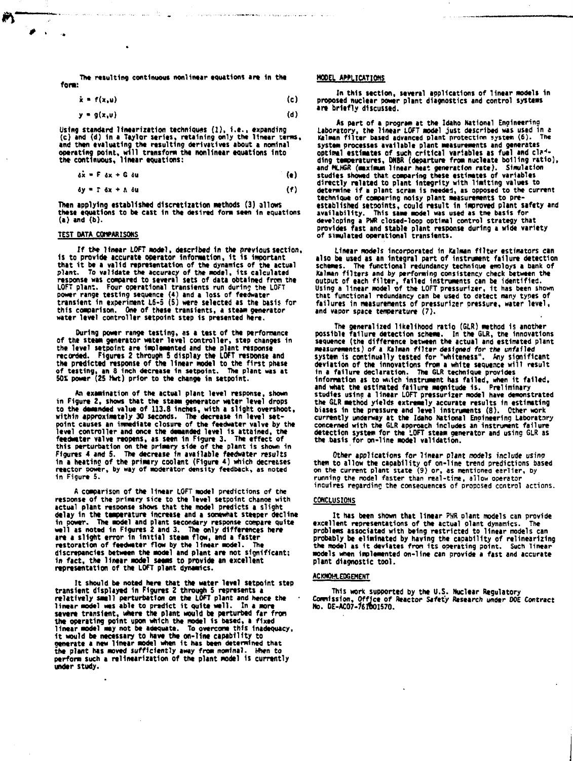The resulting continuous nonlinear equations are in the form:

$$\dot{x} = f(x,u) \quad (c)$$

$$y = g(x,u) \quad (d)$$

Using standard linearization techniques (1), i.e., expanding (c) and (d) in a Taylor series, retaining only the linear terms, and then evaluating the resulting derivatives about a nominal operating point, will transform the nonlinear equations into the continuous, linear equations:

$$\delta\dot{x} = F\,\delta x + G\,\delta u \quad (e)$$

$$\delta y = \Gamma\,\delta x + \Lambda\,\delta u \quad (f)$$

Then applying established discretization methods (3) allows these equations to be cast in the desired form seen in equations (a) and (b).

## TEST DATA COMPARISONS

If the linear LOFT model, described in the previous section, is to provide accurate operator information, it is important that it be a valid representation of the dynamics of the actual plant. To validate the accuracy of the model, its calculated response was compared to several sets of data obtained from the LOFT plant. Four operational transients run during the LOFT power range testing sequence (4) and a loss of feedwater transient in experiment L6-5 (5) were selected as the basis for this comparison. One of these transients, a steam generator water level controller setpoint step is presented here.

During power range testing, as a test of the performance of the steam generator water level controller, step changes in the level setpoint are implemented and the plant response recorded. Figures 2 through 5 display the LOFT response and the predicted response of the linear model to the first phase of testing, an 8 inch decrease in setpoint. The plant was at 50% power (25 MWt) prior to the change in setpoint.

An examination of the actual plant level response, shown in Figure 2, shows that the steam generator water level drops to the demanded value of 113.8 inches, with a slight overshoot, within approximately 30 seconds. The decrease in level setpoint causes an immediate closure of the feedwater valve by the level controller and once the demanded level is attained, the feedwater valve reopens, as seen in Figure 3. The effect of this perturbation on the primary side of the plant is shown in Figures 4 and 5. The decrease in available feedwater results in a heating of the primary coolant (Figure 4) which decreases reactor power, by way of moderator density feedback, as noted in Figure 5.

A comparison of the linear LOFT model predictions of the response of the primary side to the level setpoint change with actual plant response shows that the model predicts a slight delay in the temperature increase and a somewhat steeper decline in power. The model and plant secondary response compare quite well as noted in Figures 2 and 3. The only differences here are a slight error in initial steam flow, and a faster restoration of feedwater flow by the linear model. The discrepancies between the model and plant are not significant; in fact, the linear model seems to provide an excellent representation of the LOFT plant dynamics.

It should be noted here that the water level setpoint step transient displayed in Figures 2 through 5 represents a relatively small perturbation on the LOFT plant and hence the linear model was able to predict it quite well. In a more severe transient, where the plant would be perturbed far from the operating point upon which the model is based, a fixed linear model may not be adequate. To overcome this inadequacy, it would be necessary to have the on-line capability to generate a new linear model when it has been determined that the plant has moved sufficiently away from nominal. When to perform such a relinearization of the plant model is currently under study.

## MODEL APPLICATIONS

In this section, several applications of linear models in proposed nuclear power plant diagnostics and control systems are briefly discussed.

As part of a program at the Idaho National Engineering Laboratory, the linear LOFT model just described was used in a Kalman filter based advanced plant protection system (6). The system processes available plant measurements and generates optimal estimates of such critical variables as fuel and cladding temperatures, DNBR (departure from nucleate boiling ratio), and MLHGR (maximum linear heat generation rate). Simulation studies showed that comparing these estimates of variables directly related to plant integrity with limiting values to determine if a plant scram is needed, as opposed to the current technique of comparing noisy plant measurements to pre-established setpoints, could result in improved plant safety and availability. This same model was used as the basis for developing a PWR closed-loop optimal control strategy that provides fast and stable plant response during a wide variety of simulated operational transients.

Linear models incorporated in Kalman filter estimators can also be used as an integral part of instrument failure detection schemes. The functional redundancy technique employs a bank of Kalman filters and by performing consistency check between the output of each filter, failed instruments can be identified. Using a linear model of the LOFT pressurizer, it has been shown that functional redundancy can be used to detect many types of failures in measurements of pressurizer pressure, water level, and vapor space temperature (7).

The generalized likelihood ratio (GLR) method is another possible failure detection scheme. In the GLR, the innovations sequence (the difference between the actual and estimated plant measurements) of a Kalman filter designed for the unfailed system is continually tested for "whiteness". Any significant deviation of the innovations from a white sequence will result in a failure declaration. The GLR technique provides information as to which instrument has failed, when it failed, and what the estimated failure magnitude is. Preliminary studies using a linear LOFT pressurizer model have demonstrated the GLR method yields extremely accurate results in estimating biases in the pressure and level instruments (8). Other work currently underway at the Idaho National Engineering Laboratory concerned with the GLR approach includes an instrument failure detection system for the LOFT steam generator and using GLR as the basis for on-line model validation.

Other applications for linear plant models include using them to allow the capability of on-line trend predictions based on the current plant state (9) or, as mentioned earlier, by running the model faster than real-time, allow operator inquires regarding the consequences of proposed control actions.

## CONCLUSIONS

It has been shown that linear PWR plant models can provide excellent representations of the actual plant dynamics. The problems associated with being restricted to linear models can probably be eliminated by having the capability of relinearizing the model as it deviates from its operating point. Such linear models when implemented on-line can provide a fast and accurate plant diagnostic tool.

## ACKNOWLEDGEMENT

This work supported by the U.S. Nuclear Regulatory Commission, Office of Reactor Safety Research under DOE Contract No. DE-AC07-76ID01570.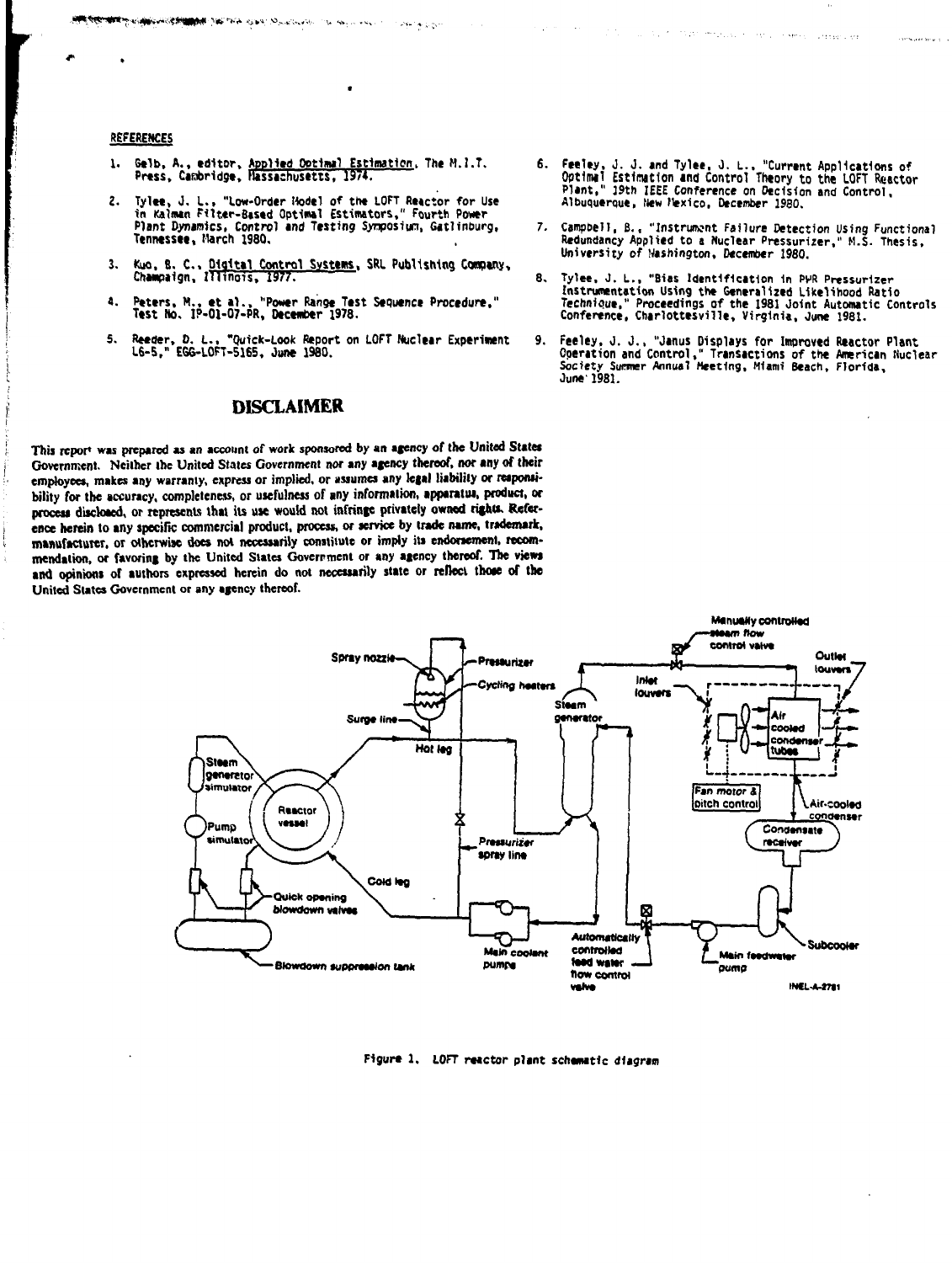## REFERENCES

1. Gelb, A., editor, Applied Optimal Estimation, The M.I.T. Press, Cambridge, Massachusetts, 1974.

2. Tylee, J. L., "Low-Order Model of the LOFT Reactor for Use in Kalman Filter-Based Optimal Estimators," Fourth Power Plant Dynamics, Control and Testing Symposium, Gatlinburg, Tennessee, March 1980.

3. Kuo, B. C., Digital Control Systems, SRL Publishing Company, Champaign, Illinois, 1977.

4. Peters, M., et al., "Power Range Test Sequence Procedure," Test No. IP-01-07-PR, December 1978.

5. Reeder, D. L., "Quick-Look Report on LOFT Nuclear Experiment L6-5," EGG-LOFT-5165, June 1980.

6. Feeley, J. J. and Tylee, J. L., "Current Applications of Optimal Estimation and Control Theory to the LOFT Reactor Plant," 19th IEEE Conference on Decision and Control, Albuquerque, New Mexico, December 1980.

7. Campbell, B., "Instrument Failure Detection Using Functional Redundancy Applied to a Nuclear Pressurizer," M.S. Thesis, University of Washington, December 1980.

8. Tylee, J. L., "Bias Identification in PWR Pressurizer Instrumentation Using the Generalized Likelihood Ratio Technique," Proceedings of the 1981 Joint Automatic Controls Conference, Charlottesville, Virginia, June 1981.

9. Feeley, J. J., "Janus Displays for Improved Reactor Plant Operation and Control," Transactions of the American Nuclear Society Summer Annual Meeting, Miami Beach, Florida, June 1981.

## DISCLAIMER

This report was prepared as an account of work sponsored by an agency of the United States Government. Neither the United States Government nor any agency thereof, nor any of their employees, makes any warranty, express or implied, or assumes any legal liability or responsibility for the accuracy, completeness, or usefulness of any information, apparatus, product, or process disclosed, or represents that its use would not infringe privately owned rights. Reference herein to any specific commercial product, process, or service by trade name, trademark, manufacturer, or otherwise does not necessarily constitute or imply its endorsement, recommendation, or favoring by the United States Government or any agency thereof. The views and opinions of authors expressed herein do not necessarily state or reflect those of the United States Government or any agency thereof.

Figure 1. LOFT reactor plant schematic diagram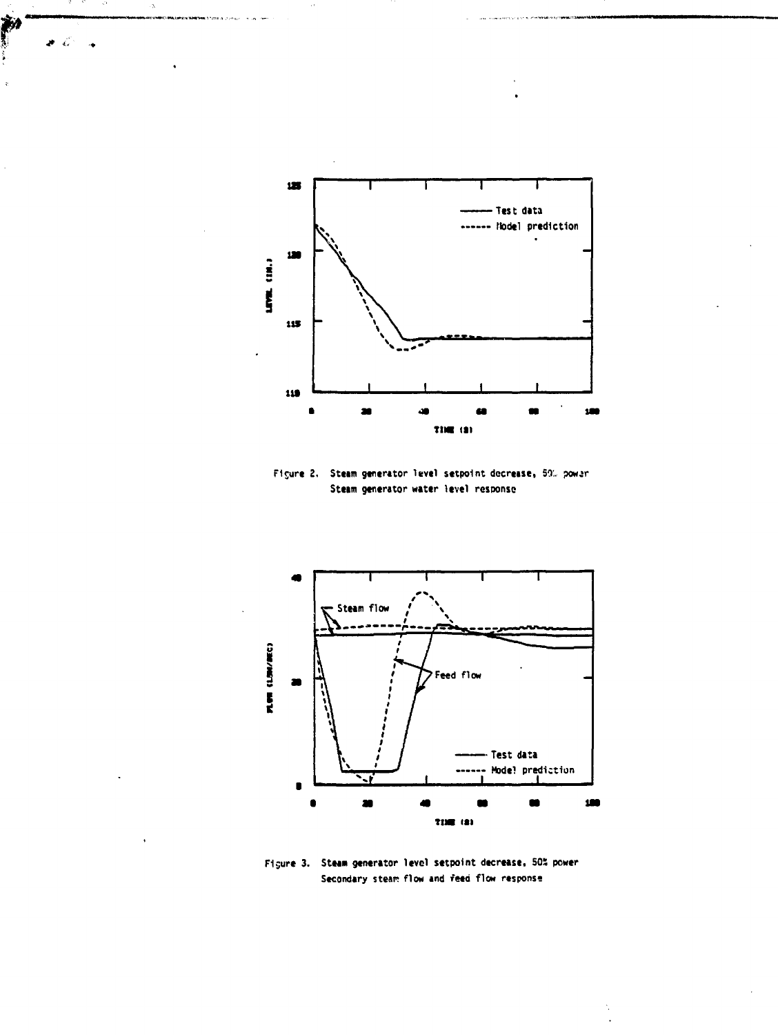Figure 2. Steam generator level setpoint decrease, 50% power
Steam generator water level response

Figure 3. Steam generator level setpoint decrease, 50% power
Secondary steam flow and feed flow response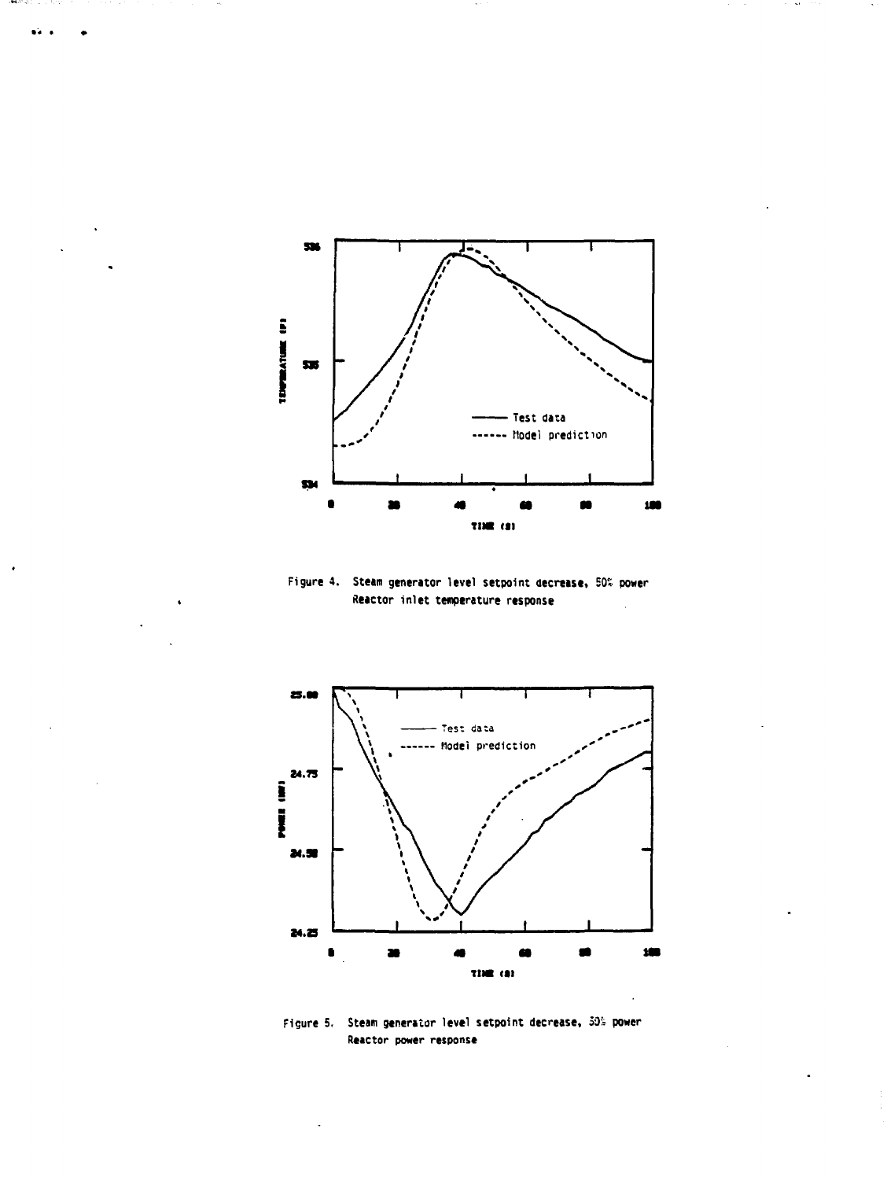536

535

534

TEMPERATURE (F)

— Test data

------ Model prediction

0 20 40 60 80 100

TIME (S)

Figure 4. Steam generator level setpoint decrease, 50% power
Reactor inlet temperature response

25.00

24.75

24.50

24.25

POWER (MW)

— Test data

------ Model prediction

0 20 40 60 80 100

TIME (S)

Figure 5. Steam generator level setpoint decrease, 50% power
Reactor power response